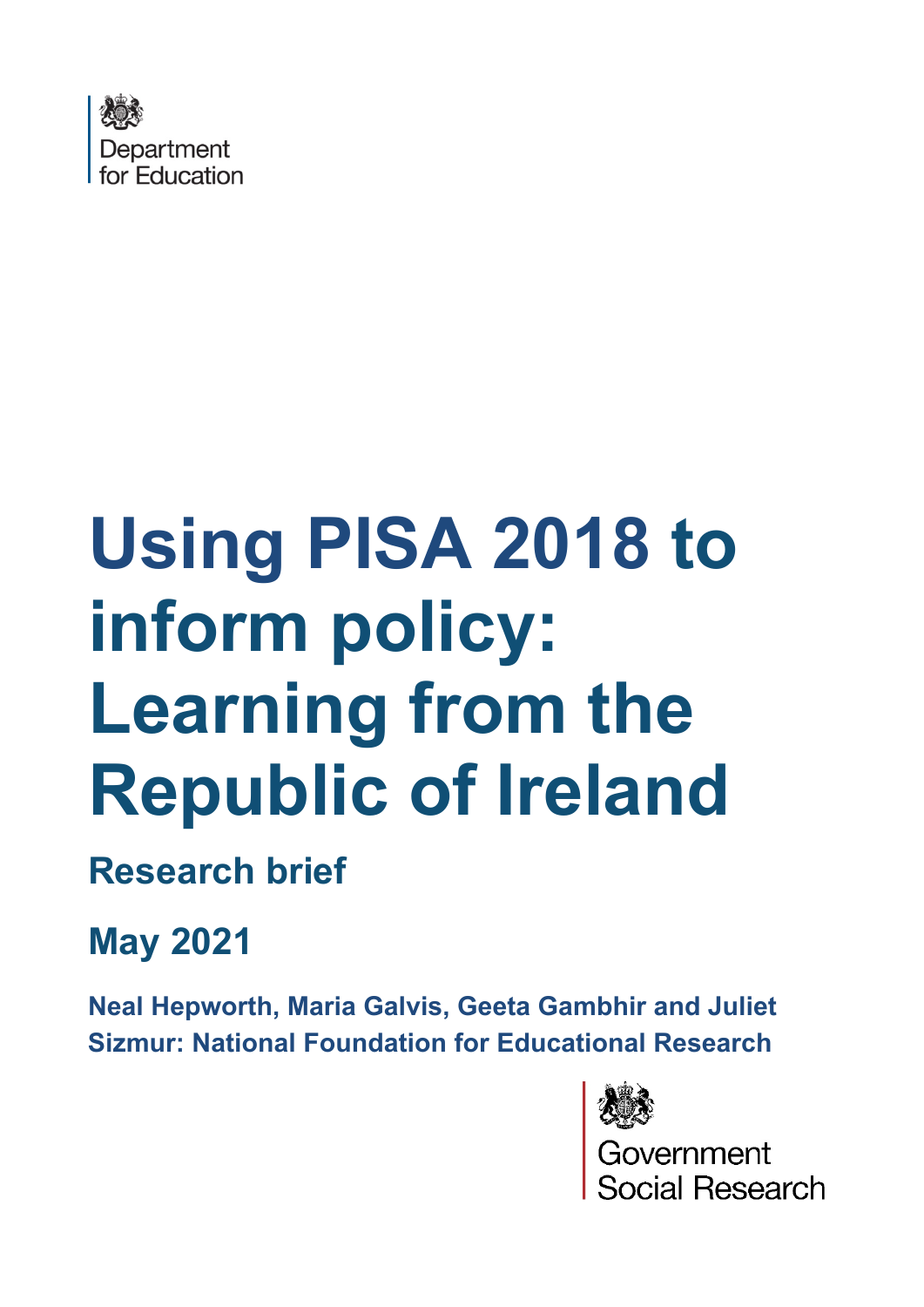Department for Education

# Using PISA 2018 to inform policy: Learning from the Republic of Ireland

## Research brief

## May 2021

**Neal Hepworth, Maria Galvis, Geeta Gambhir and Juliet Sizmur: National Foundation for Educational Research**

Government Social Research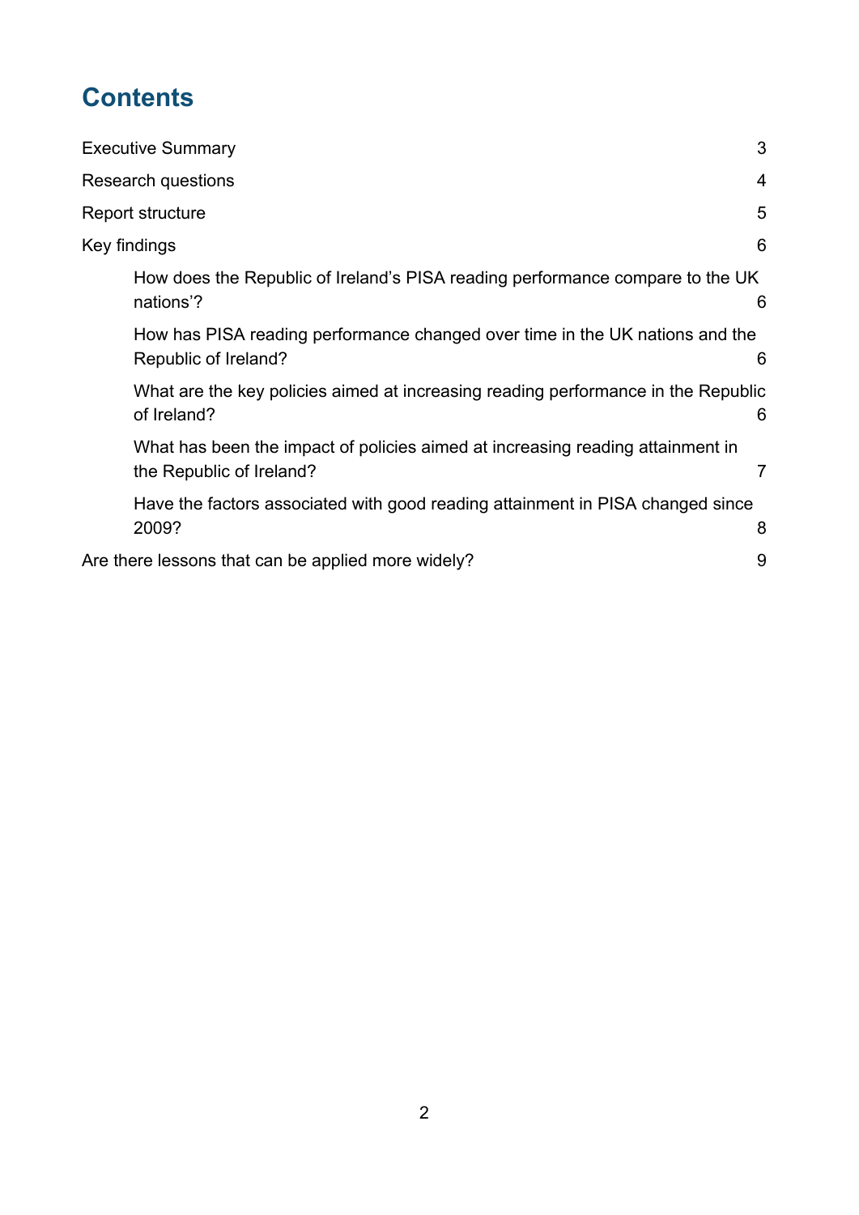# Contents

Executive Summary 3

Research questions 4

Report structure 5

Key findings 6

- How does the Republic of Ireland's PISA reading performance compare to the UK nations'? 6
- How has PISA reading performance changed over time in the UK nations and the Republic of Ireland? 6
- What are the key policies aimed at increasing reading performance in the Republic of Ireland? 6
- What has been the impact of policies aimed at increasing reading attainment in the Republic of Ireland? 7
- Have the factors associated with good reading attainment in PISA changed since 2009? 8

Are there lessons that can be applied more widely? 9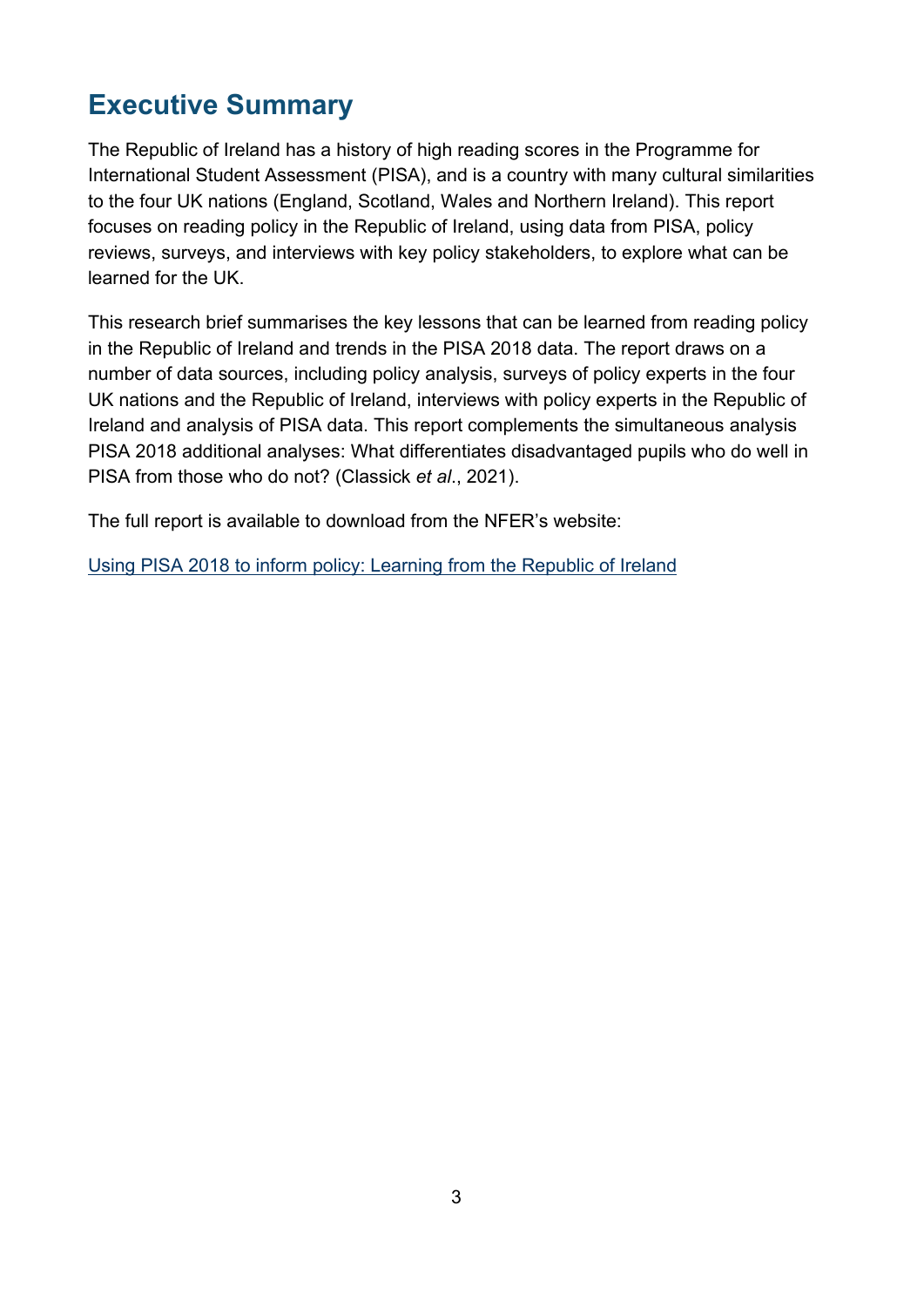# Executive Summary

The Republic of Ireland has a history of high reading scores in the Programme for International Student Assessment (PISA), and is a country with many cultural similarities to the four UK nations (England, Scotland, Wales and Northern Ireland). This report focuses on reading policy in the Republic of Ireland, using data from PISA, policy reviews, surveys, and interviews with key policy stakeholders, to explore what can be learned for the UK.

This research brief summarises the key lessons that can be learned from reading policy in the Republic of Ireland and trends in the PISA 2018 data. The report draws on a number of data sources, including policy analysis, surveys of policy experts in the four UK nations and the Republic of Ireland, interviews with policy experts in the Republic of Ireland and analysis of PISA data. This report complements the simultaneous analysis PISA 2018 additional analyses: What differentiates disadvantaged pupils who do well in PISA from those who do not? (Classick *et al*., 2021).

The full report is available to download from the NFER's website:

[Using PISA 2018 to inform policy: Learning from the Republic of Ireland]()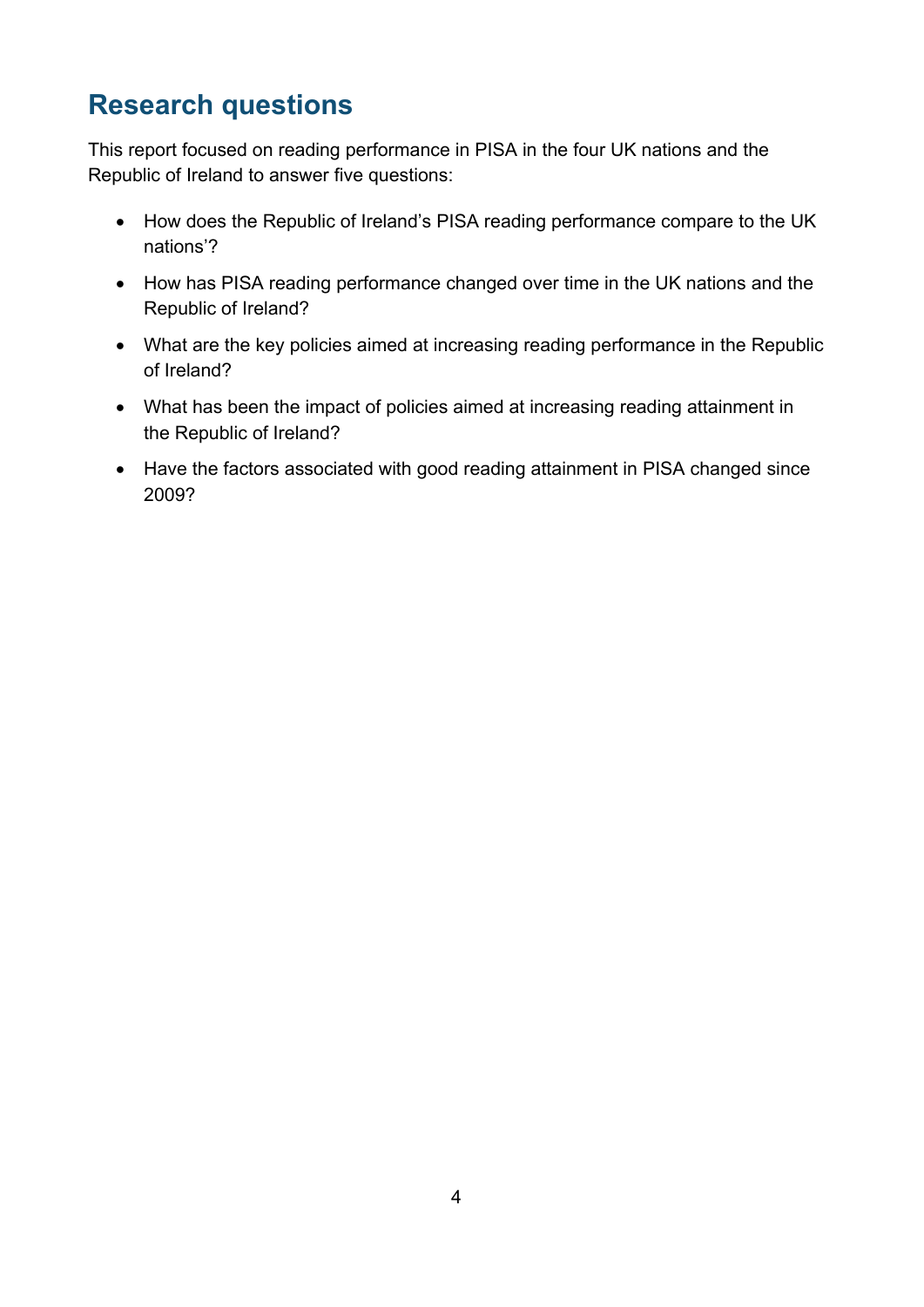## Research questions

This report focused on reading performance in PISA in the four UK nations and the Republic of Ireland to answer five questions:

- How does the Republic of Ireland's PISA reading performance compare to the UK nations'?
- How has PISA reading performance changed over time in the UK nations and the Republic of Ireland?
- What are the key policies aimed at increasing reading performance in the Republic of Ireland?
- What has been the impact of policies aimed at increasing reading attainment in the Republic of Ireland?
- Have the factors associated with good reading attainment in PISA changed since 2009?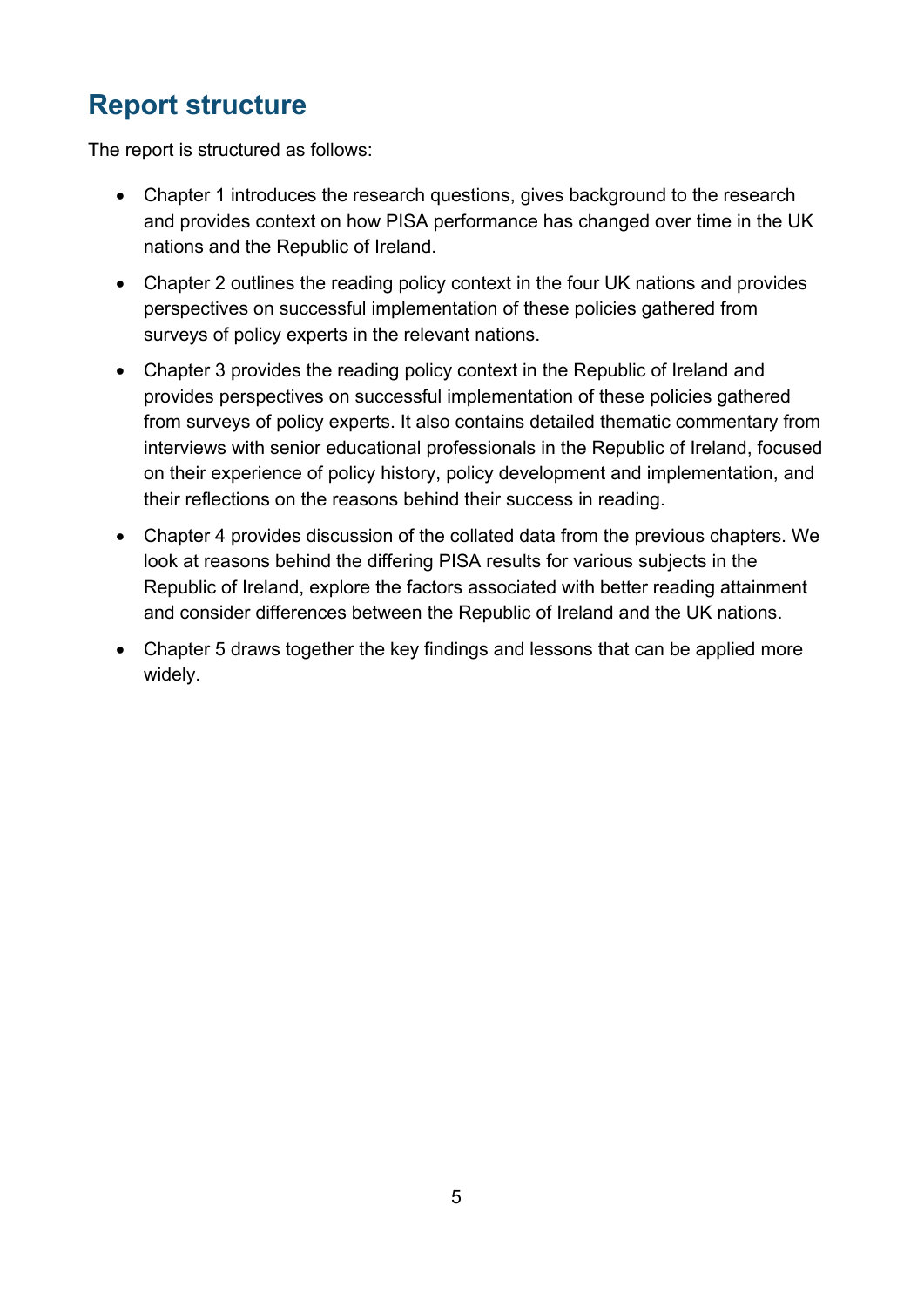## Report structure

The report is structured as follows:

- Chapter 1 introduces the research questions, gives background to the research and provides context on how PISA performance has changed over time in the UK nations and the Republic of Ireland.
- Chapter 2 outlines the reading policy context in the four UK nations and provides perspectives on successful implementation of these policies gathered from surveys of policy experts in the relevant nations.
- Chapter 3 provides the reading policy context in the Republic of Ireland and provides perspectives on successful implementation of these policies gathered from surveys of policy experts. It also contains detailed thematic commentary from interviews with senior educational professionals in the Republic of Ireland, focused on their experience of policy history, policy development and implementation, and their reflections on the reasons behind their success in reading.
- Chapter 4 provides discussion of the collated data from the previous chapters. We look at reasons behind the differing PISA results for various subjects in the Republic of Ireland, explore the factors associated with better reading attainment and consider differences between the Republic of Ireland and the UK nations.
- Chapter 5 draws together the key findings and lessons that can be applied more widely.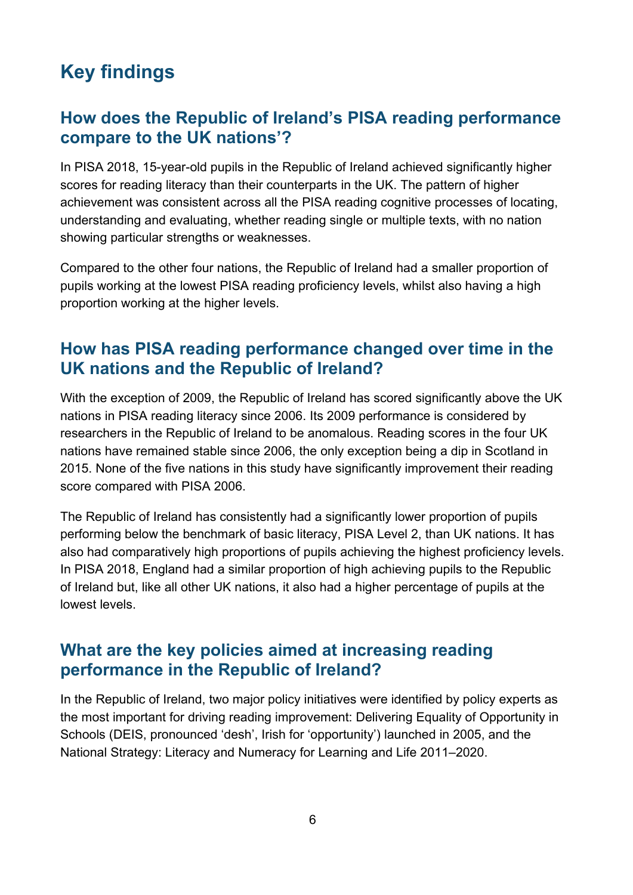# Key findings

## How does the Republic of Ireland's PISA reading performance compare to the UK nations'?

In PISA 2018, 15-year-old pupils in the Republic of Ireland achieved significantly higher scores for reading literacy than their counterparts in the UK. The pattern of higher achievement was consistent across all the PISA reading cognitive processes of locating, understanding and evaluating, whether reading single or multiple texts, with no nation showing particular strengths or weaknesses.

Compared to the other four nations, the Republic of Ireland had a smaller proportion of pupils working at the lowest PISA reading proficiency levels, whilst also having a high proportion working at the higher levels.

## How has PISA reading performance changed over time in the UK nations and the Republic of Ireland?

With the exception of 2009, the Republic of Ireland has scored significantly above the UK nations in PISA reading literacy since 2006. Its 2009 performance is considered by researchers in the Republic of Ireland to be anomalous. Reading scores in the four UK nations have remained stable since 2006, the only exception being a dip in Scotland in 2015. None of the five nations in this study have significantly improvement their reading score compared with PISA 2006.

The Republic of Ireland has consistently had a significantly lower proportion of pupils performing below the benchmark of basic literacy, PISA Level 2, than UK nations. It has also had comparatively high proportions of pupils achieving the highest proficiency levels. In PISA 2018, England had a similar proportion of high achieving pupils to the Republic of Ireland but, like all other UK nations, it also had a higher percentage of pupils at the lowest levels.

## What are the key policies aimed at increasing reading performance in the Republic of Ireland?

In the Republic of Ireland, two major policy initiatives were identified by policy experts as the most important for driving reading improvement: Delivering Equality of Opportunity in Schools (DEIS, pronounced 'desh', Irish for 'opportunity') launched in 2005, and the National Strategy: Literacy and Numeracy for Learning and Life 2011–2020.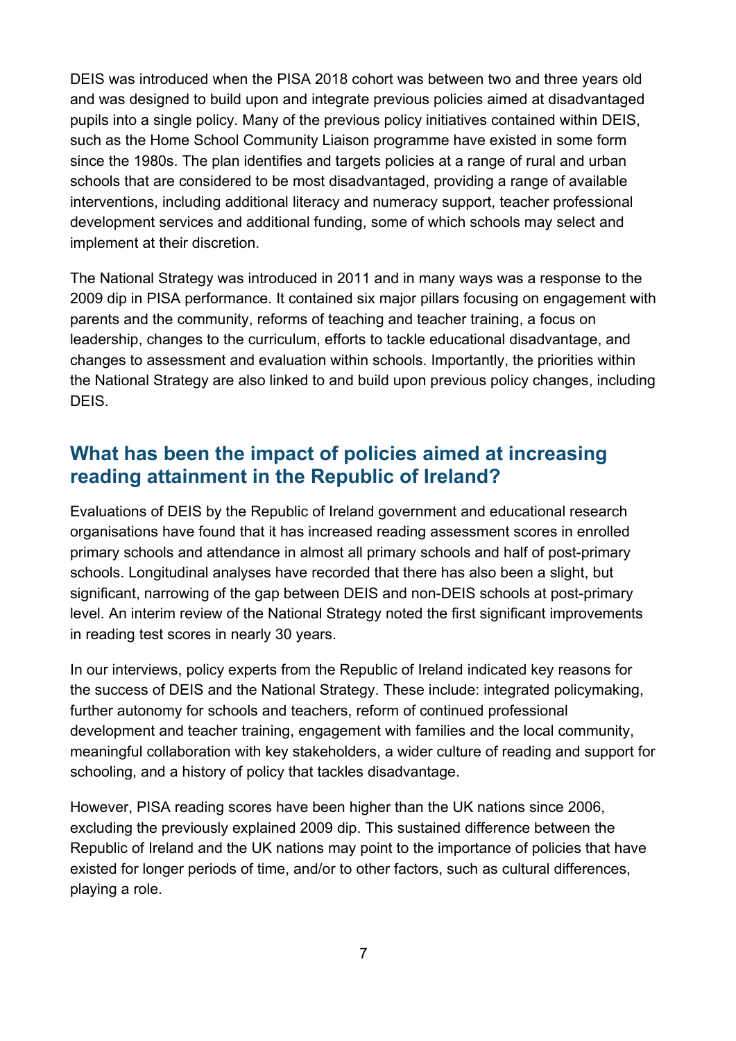DEIS was introduced when the PISA 2018 cohort was between two and three years old and was designed to build upon and integrate previous policies aimed at disadvantaged pupils into a single policy. Many of the previous policy initiatives contained within DEIS, such as the Home School Community Liaison programme have existed in some form since the 1980s. The plan identifies and targets policies at a range of rural and urban schools that are considered to be most disadvantaged, providing a range of available interventions, including additional literacy and numeracy support, teacher professional development services and additional funding, some of which schools may select and implement at their discretion.

The National Strategy was introduced in 2011 and in many ways was a response to the 2009 dip in PISA performance. It contained six major pillars focusing on engagement with parents and the community, reforms of teaching and teacher training, a focus on leadership, changes to the curriculum, efforts to tackle educational disadvantage, and changes to assessment and evaluation within schools. Importantly, the priorities within the National Strategy are also linked to and build upon previous policy changes, including DEIS.

## What has been the impact of policies aimed at increasing reading attainment in the Republic of Ireland?

Evaluations of DEIS by the Republic of Ireland government and educational research organisations have found that it has increased reading assessment scores in enrolled primary schools and attendance in almost all primary schools and half of post-primary schools. Longitudinal analyses have recorded that there has also been a slight, but significant, narrowing of the gap between DEIS and non-DEIS schools at post-primary level. An interim review of the National Strategy noted the first significant improvements in reading test scores in nearly 30 years.

In our interviews, policy experts from the Republic of Ireland indicated key reasons for the success of DEIS and the National Strategy. These include: integrated policymaking, further autonomy for schools and teachers, reform of continued professional development and teacher training, engagement with families and the local community, meaningful collaboration with key stakeholders, a wider culture of reading and support for schooling, and a history of policy that tackles disadvantage.

However, PISA reading scores have been higher than the UK nations since 2006, excluding the previously explained 2009 dip. This sustained difference between the Republic of Ireland and the UK nations may point to the importance of policies that have existed for longer periods of time, and/or to other factors, such as cultural differences, playing a role.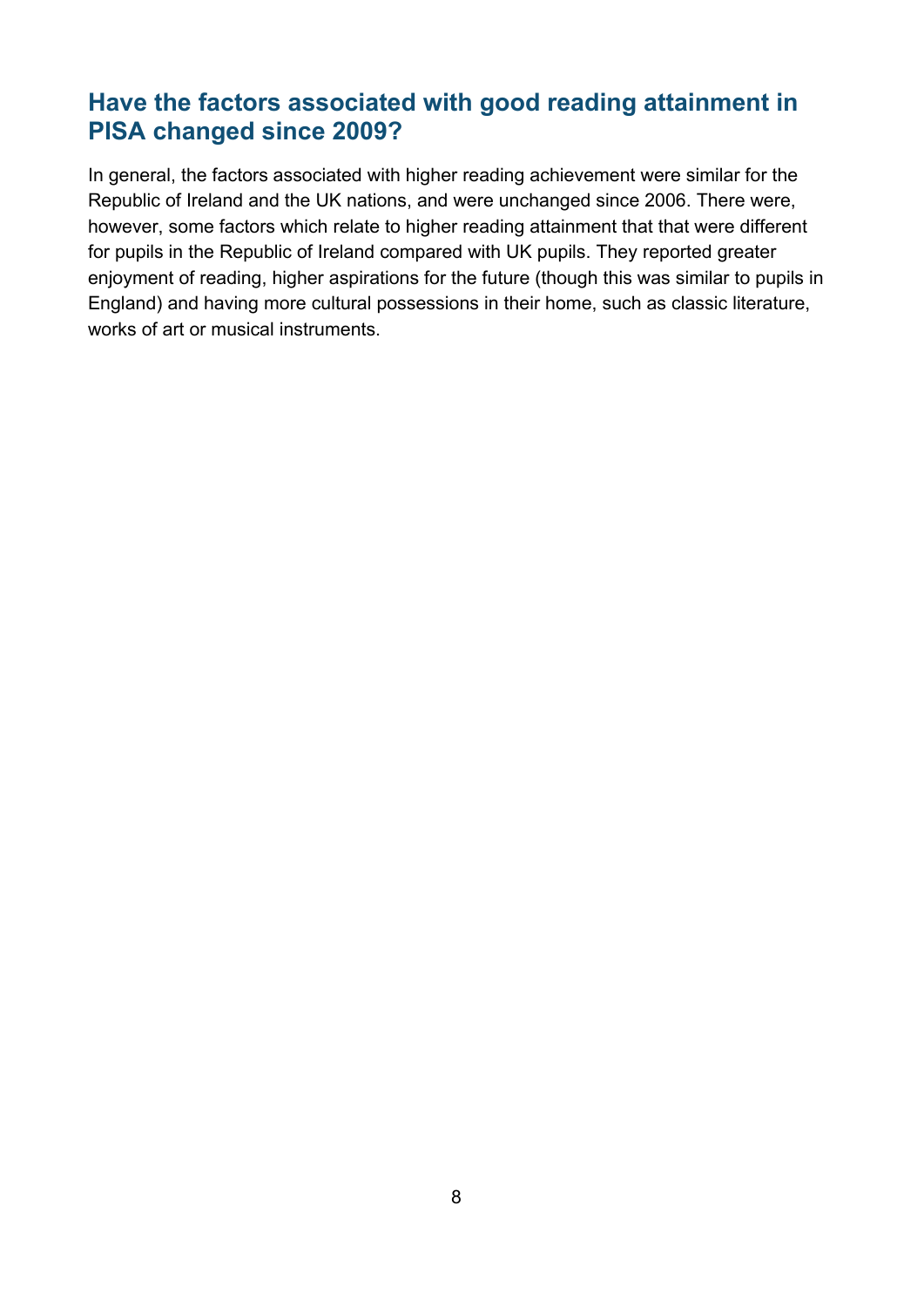## Have the factors associated with good reading attainment in PISA changed since 2009?

In general, the factors associated with higher reading achievement were similar for the Republic of Ireland and the UK nations, and were unchanged since 2006. There were, however, some factors which relate to higher reading attainment that that were different for pupils in the Republic of Ireland compared with UK pupils. They reported greater enjoyment of reading, higher aspirations for the future (though this was similar to pupils in England) and having more cultural possessions in their home, such as classic literature, works of art or musical instruments.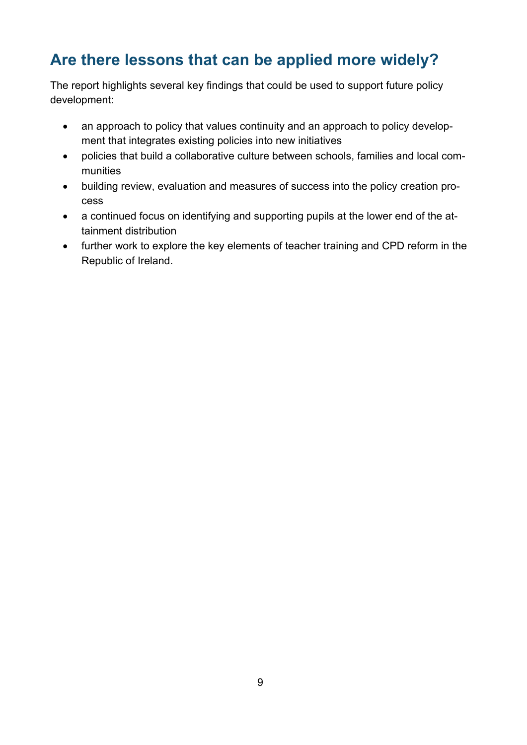## Are there lessons that can be applied more widely?

The report highlights several key findings that could be used to support future policy development:

- an approach to policy that values continuity and an approach to policy development that integrates existing policies into new initiatives
- policies that build a collaborative culture between schools, families and local communities
- building review, evaluation and measures of success into the policy creation process
- a continued focus on identifying and supporting pupils at the lower end of the attainment distribution
- further work to explore the key elements of teacher training and CPD reform in the Republic of Ireland.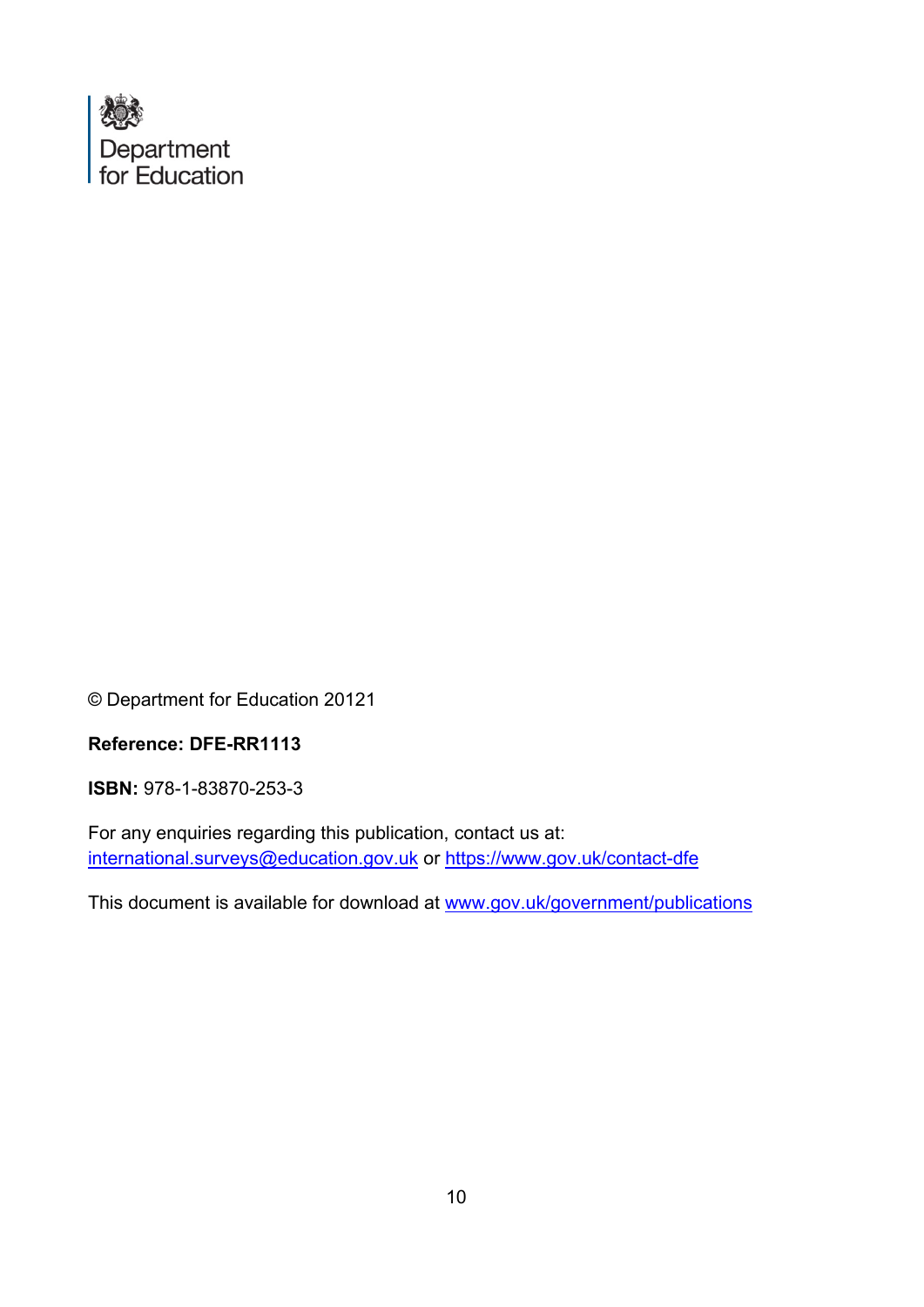Department for Education

© Department for Education 20121

**Reference: DFE-RR1113**

**ISBN:** 978-1-83870-253-3

For any enquiries regarding this publication, contact us at: [international.surveys@education.gov.uk](mailto:international.surveys@education.gov.uk) or [https://www.gov.uk/contact-dfe](https://www.gov.uk/contact-dfe)

This document is available for download at [www.gov.uk/government/publications](http://www.gov.uk/government/publications)